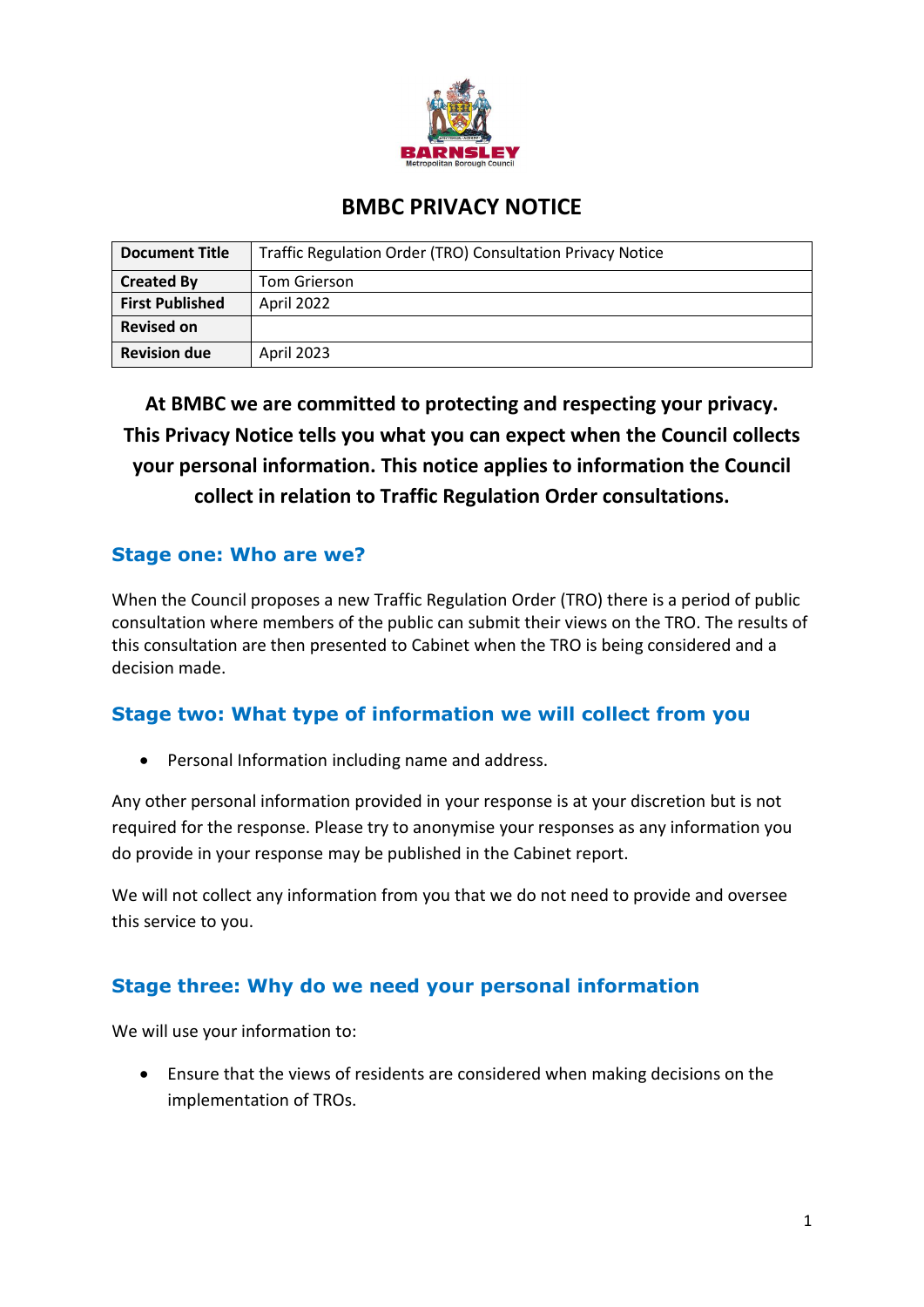# BMBC PRIVACY NOTICE

| Document Title | Traffic Regulation Order (TRO) Consultation Privacy Notice |
|---|---|
| Created By | Tom Grierson |
| First Published | April 2022 |
| Revised on | |
| Revision due | April 2023 |

**At BMBC we are committed to protecting and respecting your privacy. This Privacy Notice tells you what you can expect when the Council collects your personal information. This notice applies to information the Council collect in relation to Traffic Regulation Order consultations.**

## Stage one: Who are we?

When the Council proposes a new Traffic Regulation Order (TRO) there is a period of public consultation where members of the public can submit their views on the TRO. The results of this consultation are then presented to Cabinet when the TRO is being considered and a decision made.

## Stage two: What type of information we will collect from you

- Personal Information including name and address.

Any other personal information provided in your response is at your discretion but is not required for the response. Please try to anonymise your responses as any information you do provide in your response may be published in the Cabinet report.

We will not collect any information from you that we do not need to provide and oversee this service to you.

## Stage three: Why do we need your personal information

We will use your information to:

- Ensure that the views of residents are considered when making decisions on the implementation of TROs.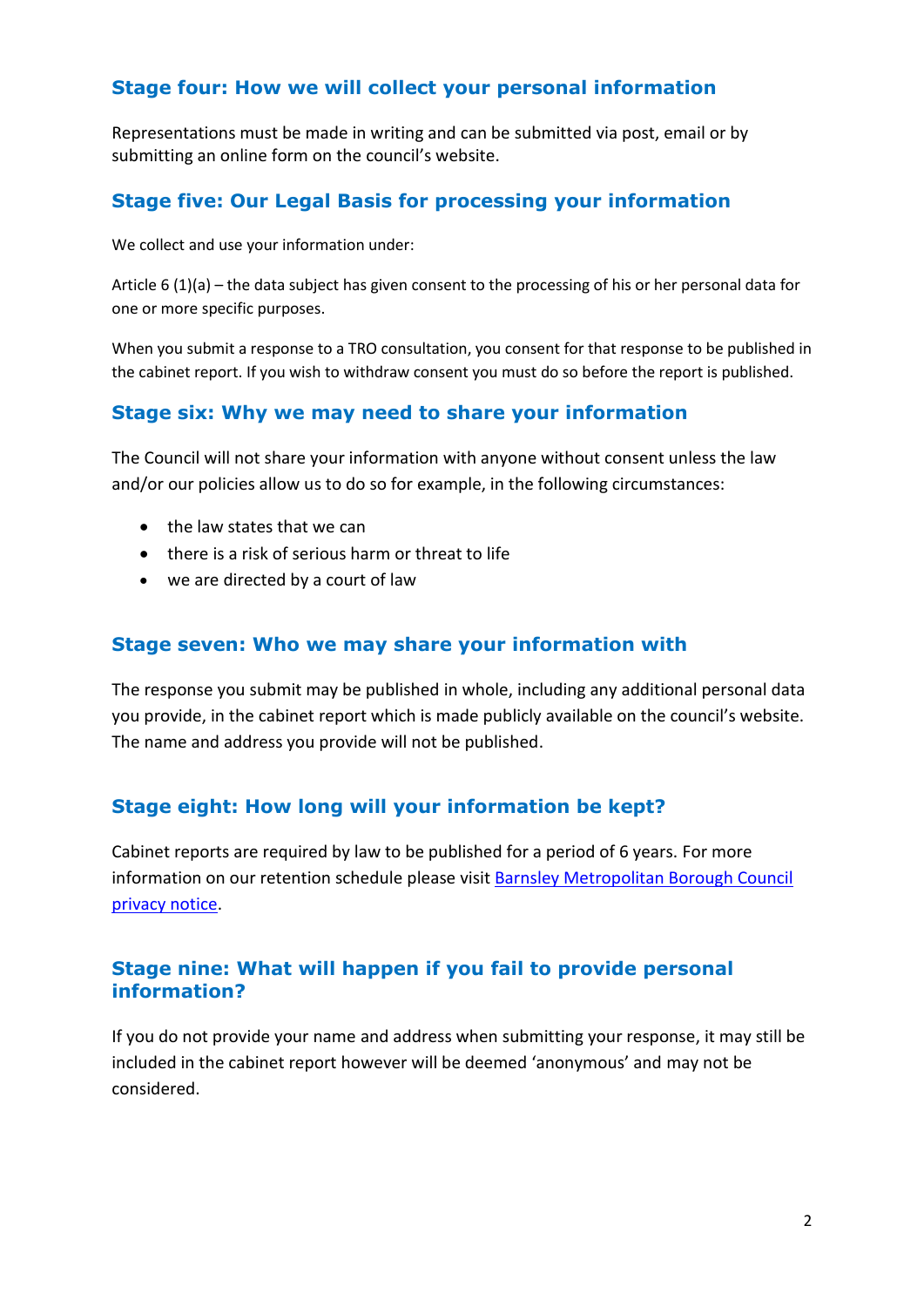## Stage four: How we will collect your personal information

Representations must be made in writing and can be submitted via post, email or by submitting an online form on the council's website.

## Stage five: Our Legal Basis for processing your information

We collect and use your information under:

Article 6 (1)(a) – the data subject has given consent to the processing of his or her personal data for one or more specific purposes.

When you submit a response to a TRO consultation, you consent for that response to be published in the cabinet report. If you wish to withdraw consent you must do so before the report is published.

## Stage six: Why we may need to share your information

The Council will not share your information with anyone without consent unless the law and/or our policies allow us to do so for example, in the following circumstances:

- the law states that we can
- there is a risk of serious harm or threat to life
- we are directed by a court of law

## Stage seven: Who we may share your information with

The response you submit may be published in whole, including any additional personal data you provide, in the cabinet report which is made publicly available on the council's website. The name and address you provide will not be published.

## Stage eight: How long will your information be kept?

Cabinet reports are required by law to be published for a period of 6 years. For more information on our retention schedule please visit [Barnsley Metropolitan Borough Council privacy notice](https://www.barnsley.gov.uk/).

## Stage nine: What will happen if you fail to provide personal information?

If you do not provide your name and address when submitting your response, it may still be included in the cabinet report however will be deemed 'anonymous' and may not be considered.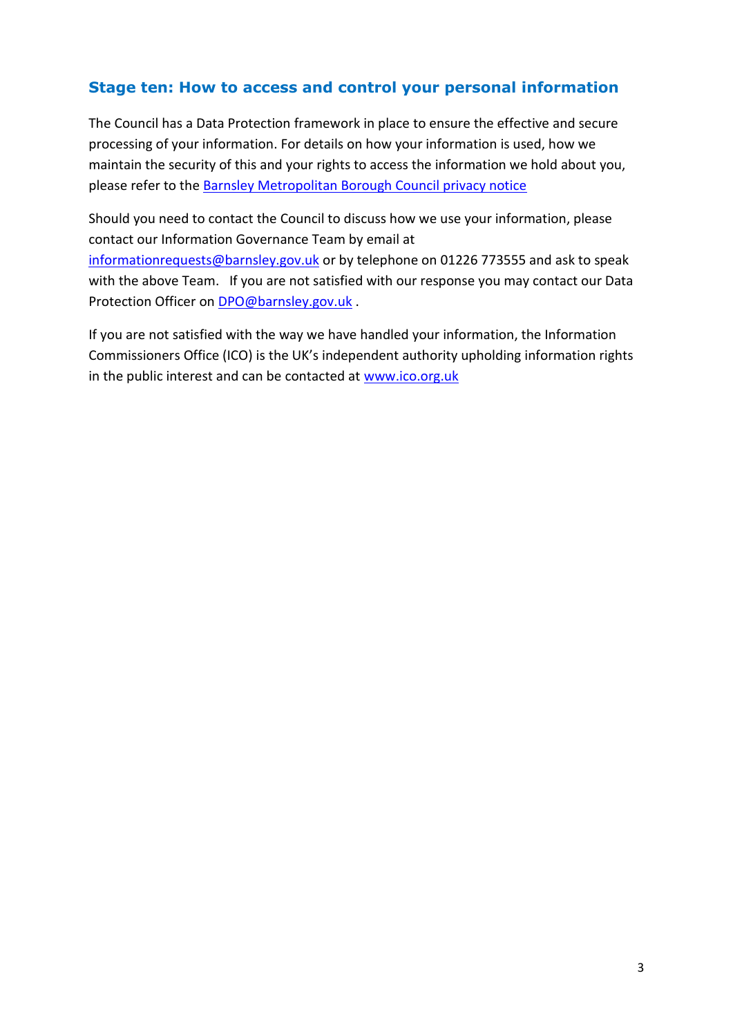## Stage ten: How to access and control your personal information

The Council has a Data Protection framework in place to ensure the effective and secure processing of your information. For details on how your information is used, how we maintain the security of this and your rights to access the information we hold about you, please refer to the Barnsley Metropolitan Borough Council privacy notice

Should you need to contact the Council to discuss how we use your information, please contact our Information Governance Team by email at informationrequests@barnsley.gov.uk or by telephone on 01226 773555 and ask to speak with the above Team. If you are not satisfied with our response you may contact our Data Protection Officer on DPO@barnsley.gov.uk .

If you are not satisfied with the way we have handled your information, the Information Commissioners Office (ICO) is the UK's independent authority upholding information rights in the public interest and can be contacted at www.ico.org.uk